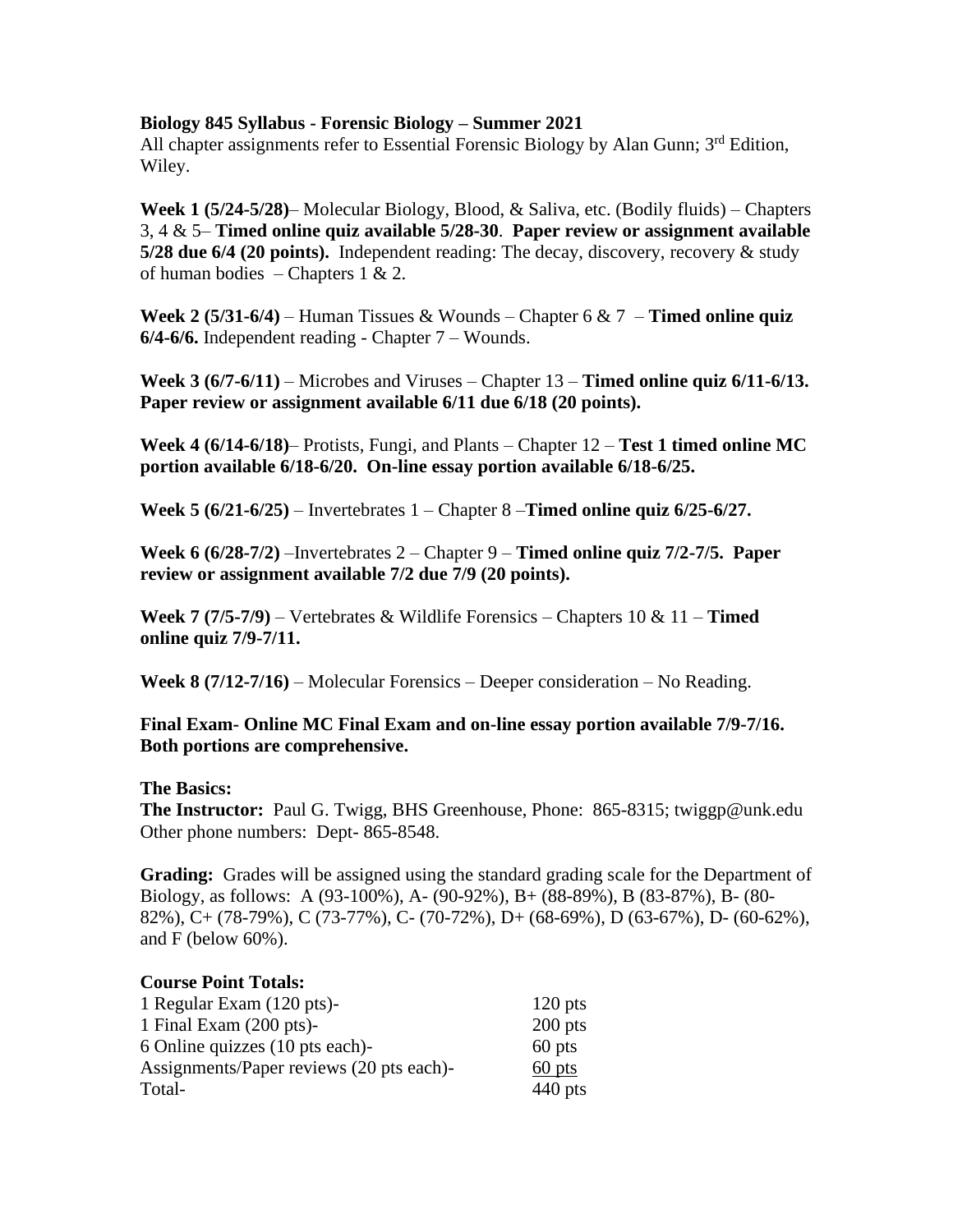**Biology 845 Syllabus - Forensic Biology – Summer 2021**

All chapter assignments refer to Essential Forensic Biology by Alan Gunn; 3rd Edition, Wiley.

**Week 1 (5/24-5/28)**– Molecular Biology, Blood, & Saliva, etc. (Bodily fluids) – Chapters 3, 4 & 5– **Timed online quiz available 5/28-30**. **Paper review or assignment available 5/28 due 6/4 (20 points).** Independent reading: The decay, discovery, recovery & study of human bodies – Chapters 1 & 2.

**Week 2 (5/31-6/4)** – Human Tissues & Wounds – Chapter 6 & 7 – **Timed online quiz 6/4-6/6.** Independent reading - Chapter 7 – Wounds.

**Week 3 (6/7-6/11)** – Microbes and Viruses – Chapter 13 – **Timed online quiz 6/11-6/13. Paper review or assignment available 6/11 due 6/18 (20 points).**

**Week 4 (6/14-6/18)**– Protists, Fungi, and Plants – Chapter 12 – **Test 1 timed online MC portion available 6/18-6/20. On-line essay portion available 6/18-6/25.**

**Week 5 (6/21-6/25)** – Invertebrates 1 – Chapter 8 –**Timed online quiz 6/25-6/27.**

**Week 6 (6/28-7/2)** –Invertebrates 2 – Chapter 9 – **Timed online quiz 7/2-7/5. Paper review or assignment available 7/2 due 7/9 (20 points).**

**Week 7 (7/5-7/9)** – Vertebrates & Wildlife Forensics – Chapters 10 & 11 – **Timed online quiz 7/9-7/11.**

**Week 8 (7/12-7/16)** – Molecular Forensics – Deeper consideration – No Reading.

**Final Exam- Online MC Final Exam and on-line essay portion available 7/9-7/16. Both portions are comprehensive.**

**The Basics:**

**The Instructor:** Paul G. Twigg, BHS Greenhouse, Phone: 865-8315; twiggp@unk.edu
Other phone numbers: Dept- 865-8548.

**Grading:** Grades will be assigned using the standard grading scale for the Department of Biology, as follows: A (93-100%), A- (90-92%), B+ (88-89%), B (83-87%), B- (80-82%), C+ (78-79%), C (73-77%), C- (70-72%), D+ (68-69%), D (63-67%), D- (60-62%), and F (below 60%).

**Course Point Totals:**

| | |
|---|---|
| 1 Regular Exam (120 pts)- | 120 pts |
| 1 Final Exam (200 pts)- | 200 pts |
| 6 Online quizzes (10 pts each)- | 60 pts |
| Assignments/Paper reviews (20 pts each)- | 60 pts |
| Total- | 440 pts |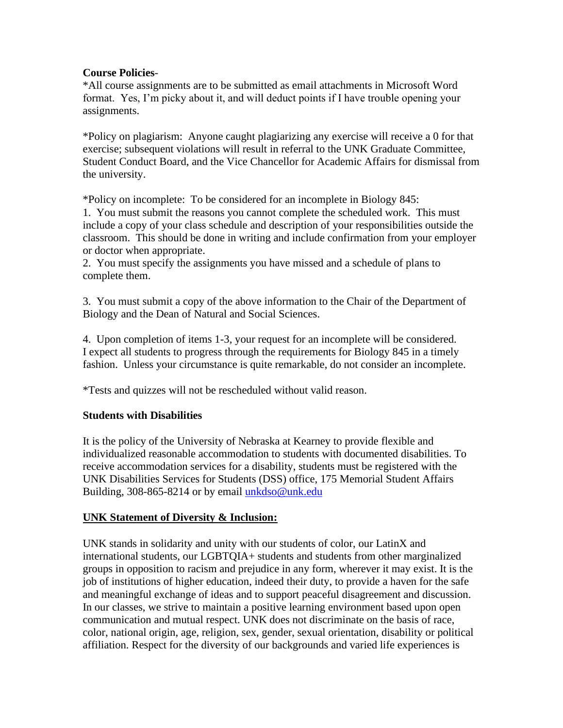**Course Policies**-

*All course assignments are to be submitted as email attachments in Microsoft Word format. Yes, I'm picky about it, and will deduct points if I have trouble opening your assignments.

*Policy on plagiarism: Anyone caught plagiarizing any exercise will receive a 0 for that exercise; subsequent violations will result in referral to the UNK Graduate Committee, Student Conduct Board, and the Vice Chancellor for Academic Affairs for dismissal from the university.

*Policy on incomplete: To be considered for an incomplete in Biology 845:
1. You must submit the reasons you cannot complete the scheduled work. This must include a copy of your class schedule and description of your responsibilities outside the classroom. This should be done in writing and include confirmation from your employer or doctor when appropriate.
2. You must specify the assignments you have missed and a schedule of plans to complete them.

3. You must submit a copy of the above information to the Chair of the Department of Biology and the Dean of Natural and Social Sciences.

4. Upon completion of items 1-3, your request for an incomplete will be considered. I expect all students to progress through the requirements for Biology 845 in a timely fashion. Unless your circumstance is quite remarkable, do not consider an incomplete.

*Tests and quizzes will not be rescheduled without valid reason.

**Students with Disabilities**

It is the policy of the University of Nebraska at Kearney to provide flexible and individualized reasonable accommodation to students with documented disabilities. To receive accommodation services for a disability, students must be registered with the UNK Disabilities Services for Students (DSS) office, 175 Memorial Student Affairs Building, 308-865-8214 or by email unkdso@unk.edu

**UNK Statement of Diversity & Inclusion:**

UNK stands in solidarity and unity with our students of color, our LatinX and international students, our LGBTQIA+ students and students from other marginalized groups in opposition to racism and prejudice in any form, wherever it may exist. It is the job of institutions of higher education, indeed their duty, to provide a haven for the safe and meaningful exchange of ideas and to support peaceful disagreement and discussion. In our classes, we strive to maintain a positive learning environment based upon open communication and mutual respect. UNK does not discriminate on the basis of race, color, national origin, age, religion, sex, gender, sexual orientation, disability or political affiliation. Respect for the diversity of our backgrounds and varied life experiences is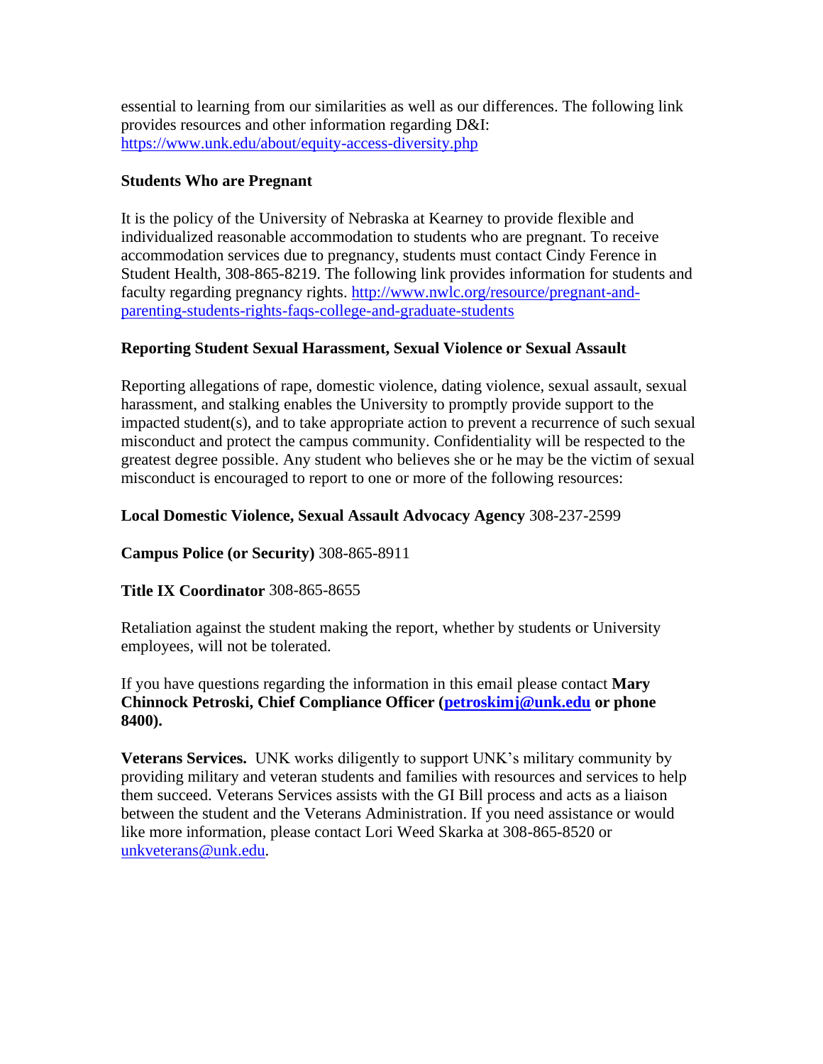essential to learning from our similarities as well as our differences. The following link provides resources and other information regarding D&I: https://www.unk.edu/about/equity-access-diversity.php

**Students Who are Pregnant**

It is the policy of the University of Nebraska at Kearney to provide flexible and individualized reasonable accommodation to students who are pregnant. To receive accommodation services due to pregnancy, students must contact Cindy Ference in Student Health, 308-865-8219. The following link provides information for students and faculty regarding pregnancy rights. http://www.nwlc.org/resource/pregnant-and-parenting-students-rights-faqs-college-and-graduate-students

**Reporting Student Sexual Harassment, Sexual Violence or Sexual Assault**

Reporting allegations of rape, domestic violence, dating violence, sexual assault, sexual harassment, and stalking enables the University to promptly provide support to the impacted student(s), and to take appropriate action to prevent a recurrence of such sexual misconduct and protect the campus community. Confidentiality will be respected to the greatest degree possible. Any student who believes she or he may be the victim of sexual misconduct is encouraged to report to one or more of the following resources:

**Local Domestic Violence, Sexual Assault Advocacy Agency** 308-237-2599

**Campus Police (or Security)** 308-865-8911

**Title IX Coordinator** 308-865-8655

Retaliation against the student making the report, whether by students or University employees, will not be tolerated.

If you have questions regarding the information in this email please contact **Mary Chinnock Petroski, Chief Compliance Officer (petroskimj@unk.edu or phone 8400).**

**Veterans Services.** UNK works diligently to support UNK's military community by providing military and veteran students and families with resources and services to help them succeed. Veterans Services assists with the GI Bill process and acts as a liaison between the student and the Veterans Administration. If you need assistance or would like more information, please contact Lori Weed Skarka at 308-865-8520 or unkveterans@unk.edu.